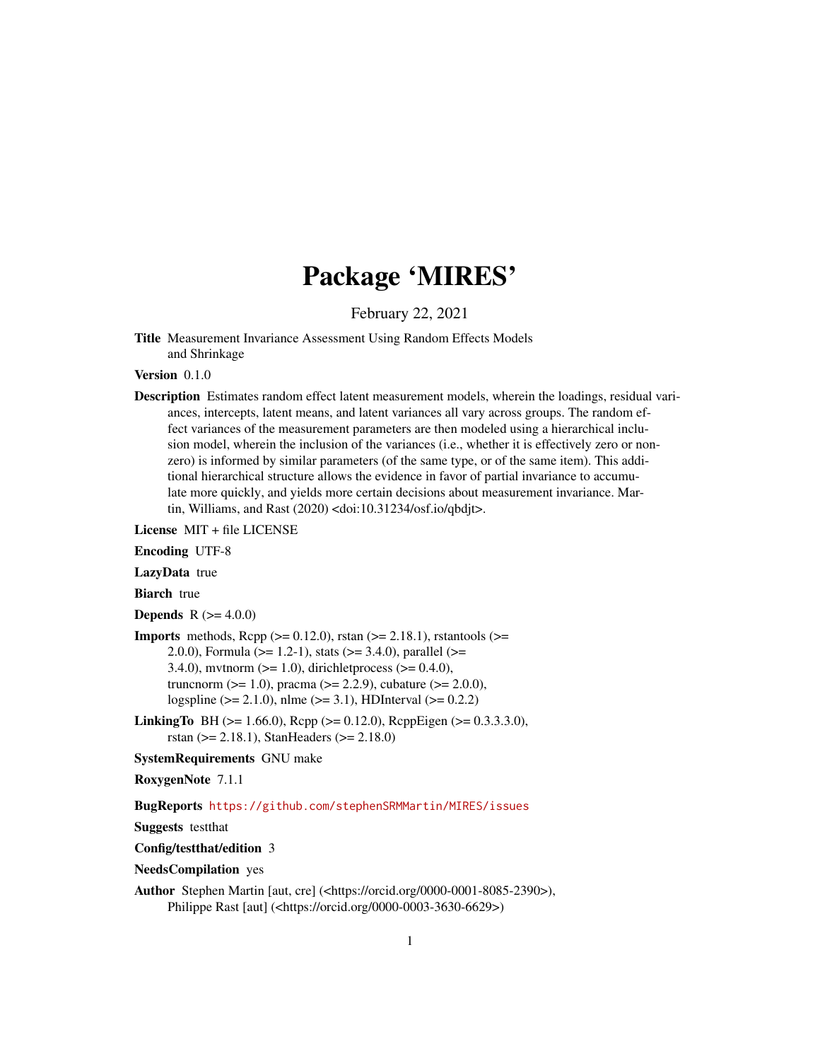# Package 'MIRES'

February 22, 2021

**Title** Measurement Invariance Assessment Using Random Effects Models and Shrinkage

**Version** 0.1.0

**Description** Estimates random effect latent measurement models, wherein the loadings, residual variances, intercepts, latent means, and latent variances all vary across groups. The random effect variances of the measurement parameters are then modeled using a hierarchical inclusion model, wherein the inclusion of the variances (i.e., whether it is effectively zero or non-zero) is informed by similar parameters (of the same type, or of the same item). This additional hierarchical structure allows the evidence in favor of partial invariance to accumulate more quickly, and yields more certain decisions about measurement invariance. Martin, Williams, and Rast (2020) <doi:10.31234/osf.io/qbdjt>.

**License** MIT + file LICENSE

**Encoding** UTF-8

**LazyData** true

**Biarch** true

**Depends** R (>= 4.0.0)

**Imports** methods, Rcpp (>= 0.12.0), rstan (>= 2.18.1), rstantools (>= 2.0.0), Formula (>= 1.2-1), stats (>= 3.4.0), parallel (>= 3.4.0), mvtnorm (>= 1.0), dirichletprocess (>= 0.4.0), truncnorm (>= 1.0), pracma (>= 2.2.9), cubature (>= 2.0.0), logspline (>= 2.1.0), nlme (>= 3.1), HDInterval (>= 0.2.2)

**LinkingTo** BH (>= 1.66.0), Rcpp (>= 0.12.0), RcppEigen (>= 0.3.3.3.0), rstan (>= 2.18.1), StanHeaders (>= 2.18.0)

**SystemRequirements** GNU make

**RoxygenNote** 7.1.1

**BugReports** https://github.com/stephenSRMMartin/MIRES/issues

**Suggests** testthat

**Config/testthat/edition** 3

**NeedsCompilation** yes

**Author** Stephen Martin [aut, cre] (<https://orcid.org/0000-0001-8085-2390>), Philippe Rast [aut] (<https://orcid.org/0000-0003-3630-6629>)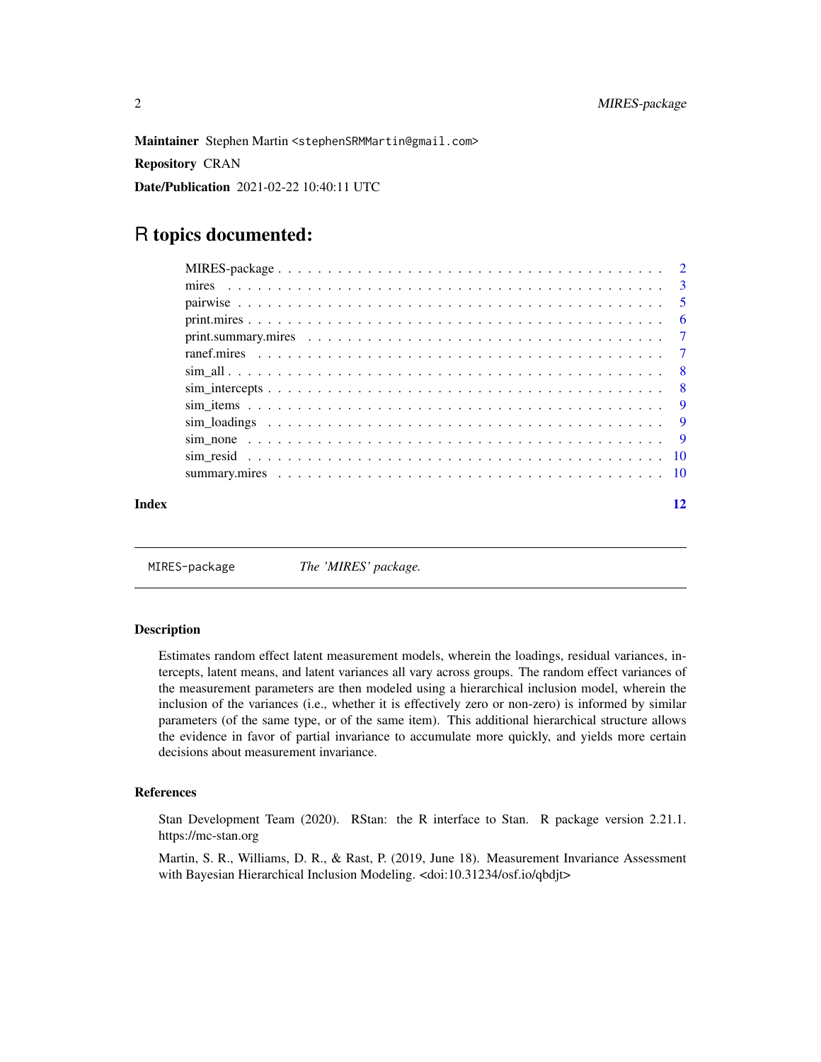**Maintainer** Stephen Martin <stephenSRMMartin@gmail.com>

**Repository** CRAN

**Date/Publication** 2021-02-22 10:40:11 UTC

# R topics documented:

| | |
|---|---|
| MIRES-package | 2 |
| mires | 3 |
| pairwise | 5 |
| print.mires | 6 |
| print.summary.mires | 7 |
| ranef.mires | 7 |
| sim_all | 8 |
| sim_intercepts | 8 |
| sim_items | 9 |
| sim_loadings | 9 |
| sim_none | 9 |
| sim_resid | 10 |
| summary.mires | 10 |
| **Index** | **12** |

---

MIRES-package    *The 'MIRES' package.*

---

### Description

Estimates random effect latent measurement models, wherein the loadings, residual variances, intercepts, latent means, and latent variances all vary across groups. The random effect variances of the measurement parameters are then modeled using a hierarchical inclusion model, wherein the inclusion of the variances (i.e., whether it is effectively zero or non-zero) is informed by similar parameters (of the same type, or of the same item). This additional hierarchical structure allows the evidence in favor of partial invariance to accumulate more quickly, and yields more certain decisions about measurement invariance.

### References

Stan Development Team (2020). RStan: the R interface to Stan. R package version 2.21.1. https://mc-stan.org

Martin, S. R., Williams, D. R., & Rast, P. (2019, June 18). Measurement Invariance Assessment with Bayesian Hierarchical Inclusion Modeling. <doi:10.31234/osf.io/qbdjt>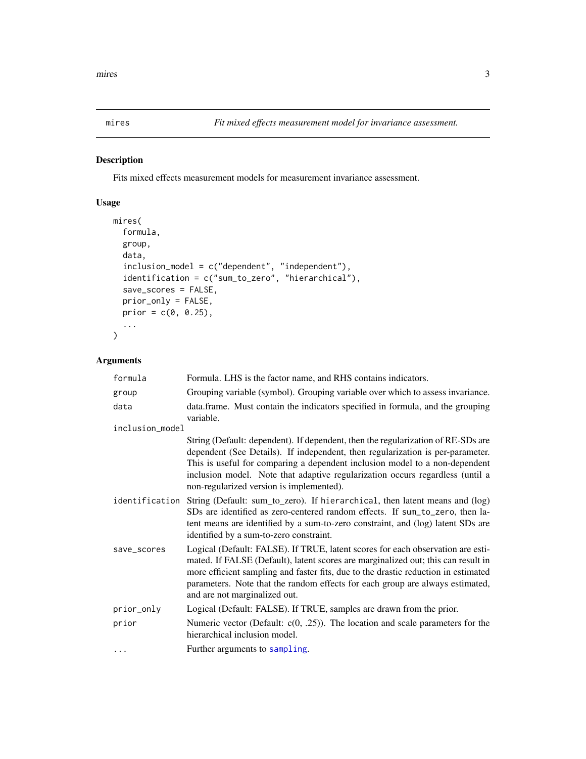## mires — *Fit mixed effects measurement model for invariance assessment.*

### Description

Fits mixed effects measurement models for measurement invariance assessment.

### Usage

```
mires(
  formula,
  group,
  data,
  inclusion_model = c("dependent", "independent"),
  identification = c("sum_to_zero", "hierarchical"),
  save_scores = FALSE,
  prior_only = FALSE,
  prior = c(0, 0.25),
  ...
)
```

### Arguments

| Argument | Description |
|---|---|
| `formula` | Formula. LHS is the factor name, and RHS contains indicators. |
| `group` | Grouping variable (symbol). Grouping variable over which to assess invariance. |
| `data` | data.frame. Must contain the indicators specified in formula, and the grouping variable. |
| `inclusion_model` | String (Default: dependent). If dependent, then the regularization of RE-SDs are dependent (See Details). If independent, then regularization is per-parameter. This is useful for comparing a dependent inclusion model to a non-dependent inclusion model. Note that adaptive regularization occurs regardless (until a non-regularized version is implemented). |
| `identification` | String (Default: sum_to_zero). If `hierarchical`, then latent means and (log) SDs are identified as zero-centered random effects. If `sum_to_zero`, then latent means are identified by a sum-to-zero constraint, and (log) latent SDs are identified by a sum-to-zero constraint. |
| `save_scores` | Logical (Default: FALSE). If TRUE, latent scores for each observation are estimated. If FALSE (Default), latent scores are marginalized out; this can result in more efficient sampling and faster fits, due to the drastic reduction in estimated parameters. Note that the random effects for each group are always estimated, and are not marginalized out. |
| `prior_only` | Logical (Default: FALSE). If TRUE, samples are drawn from the prior. |
| `prior` | Numeric vector (Default: c(0, .25)). The location and scale parameters for the hierarchical inclusion model. |
| `...` | Further arguments to `sampling`. |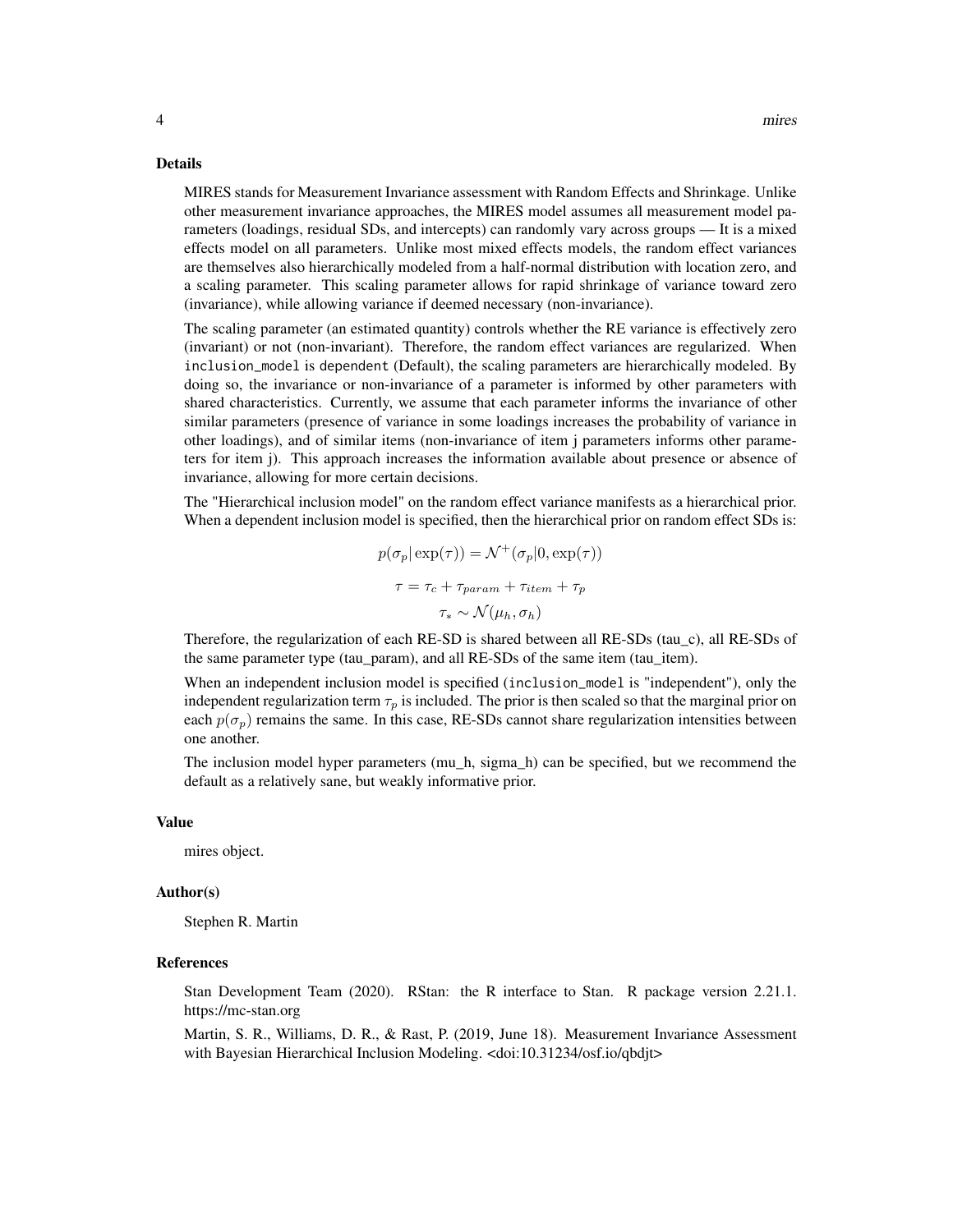### Details

MIRES stands for Measurement Invariance assessment with Random Effects and Shrinkage. Unlike other measurement invariance approaches, the MIRES model assumes all measurement model parameters (loadings, residual SDs, and intercepts) can randomly vary across groups — It is a mixed effects model on all parameters. Unlike most mixed effects models, the random effect variances are themselves also hierarchically modeled from a half-normal distribution with location zero, and a scaling parameter. This scaling parameter allows for rapid shrinkage of variance toward zero (invariance), while allowing variance if deemed necessary (non-invariance).

The scaling parameter (an estimated quantity) controls whether the RE variance is effectively zero (invariant) or not (non-invariant). Therefore, the random effect variances are regularized. When `inclusion_model` is `dependent` (Default), the scaling parameters are hierarchically modeled. By doing so, the invariance or non-invariance of a parameter is informed by other parameters with shared characteristics. Currently, we assume that each parameter informs the invariance of other similar parameters (presence of variance in some loadings increases the probability of variance in other loadings), and of similar items (non-invariance of item j parameters informs other parameters for item j). This approach increases the information available about presence or absence of invariance, allowing for more certain decisions.

The "Hierarchical inclusion model" on the random effect variance manifests as a hierarchical prior. When a dependent inclusion model is specified, then the hierarchical prior on random effect SDs is:

$$p(\sigma_p | \exp(\tau)) = \mathcal{N}^+(\sigma_p | 0, \exp(\tau))$$

$$\tau = \tau_c + \tau_{param} + \tau_{item} + \tau_p$$

$$\tau_* \sim \mathcal{N}(\mu_h, \sigma_h)$$

Therefore, the regularization of each RE-SD is shared between all RE-SDs (tau_c), all RE-SDs of the same parameter type (tau_param), and all RE-SDs of the same item (tau_item).

When an independent inclusion model is specified (`inclusion_model` is "independent"), only the independent regularization term $\tau_p$ is included. The prior is then scaled so that the marginal prior on each $p(\sigma_p)$ remains the same. In this case, RE-SDs cannot share regularization intensities between one another.

The inclusion model hyper parameters (mu_h, sigma_h) can be specified, but we recommend the default as a relatively sane, but weakly informative prior.

### Value

mires object.

### Author(s)

Stephen R. Martin

### References

Stan Development Team (2020). RStan: the R interface to Stan. R package version 2.21.1. https://mc-stan.org

Martin, S. R., Williams, D. R., & Rast, P. (2019, June 18). Measurement Invariance Assessment with Bayesian Hierarchical Inclusion Modeling. <doi:10.31234/osf.io/qbdjt>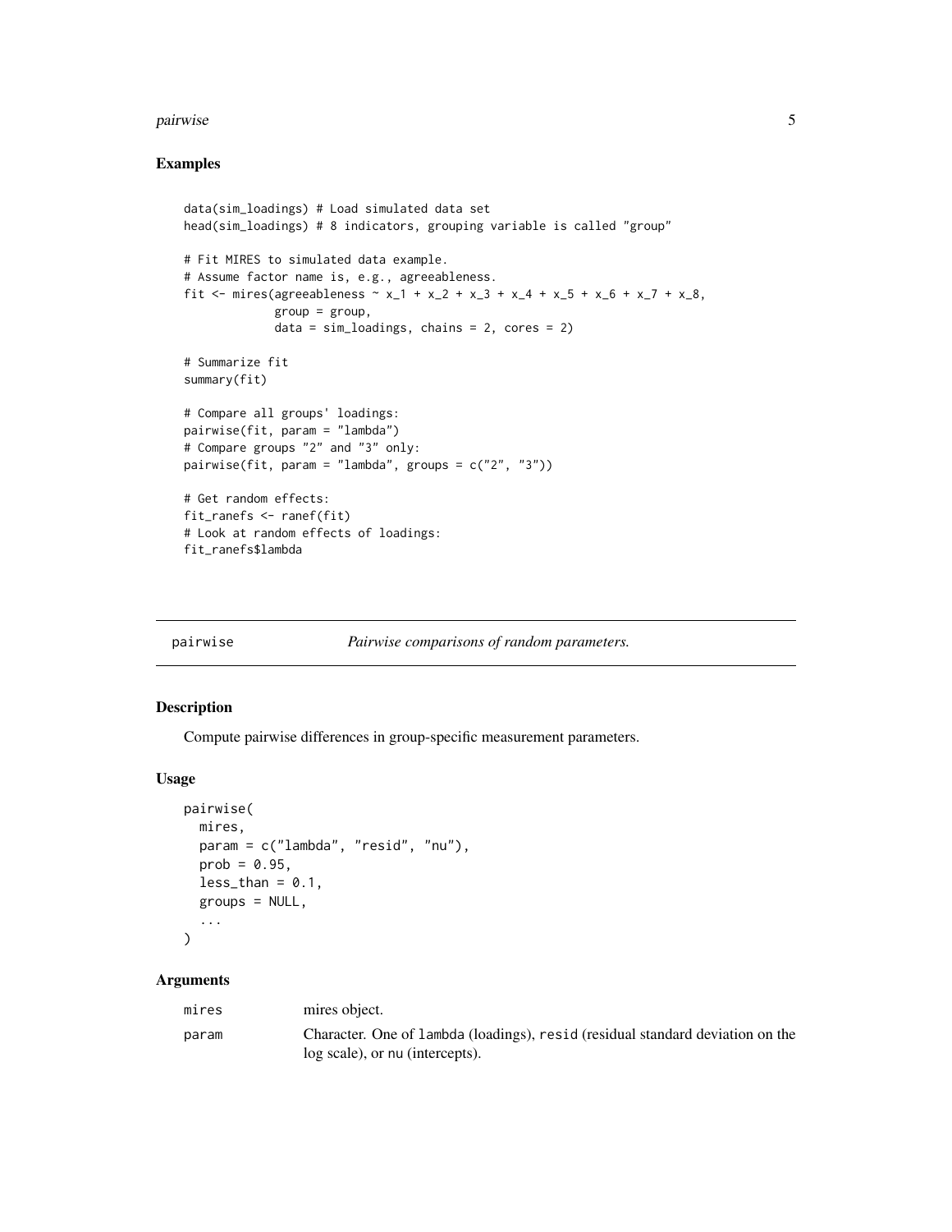## Examples

```
data(sim_loadings) # Load simulated data set
head(sim_loadings) # 8 indicators, grouping variable is called "group"

# Fit MIRES to simulated data example.
# Assume factor name is, e.g., agreeableness.
fit <- mires(agreeableness ~ x_1 + x_2 + x_3 + x_4 + x_5 + x_6 + x_7 + x_8,
             group = group,
             data = sim_loadings, chains = 2, cores = 2)

# Summarize fit
summary(fit)

# Compare all groups' loadings:
pairwise(fit, param = "lambda")
# Compare groups "2" and "3" only:
pairwise(fit, param = "lambda", groups = c("2", "3"))

# Get random effects:
fit_ranefs <- ranef(fit)
# Look at random effects of loadings:
fit_ranefs$lambda
```

---

# pairwise — *Pairwise comparisons of random parameters.*

## Description

Compute pairwise differences in group-specific measurement parameters.

## Usage

```
pairwise(
  mires,
  param = c("lambda", "resid", "nu"),
  prob = 0.95,
  less_than = 0.1,
  groups = NULL,
  ...
)
```

## Arguments

| | |
|---|---|
| mires | mires object. |
| param | Character. One of `lambda` (loadings), `resid` (residual standard deviation on the log scale), or `nu` (intercepts). |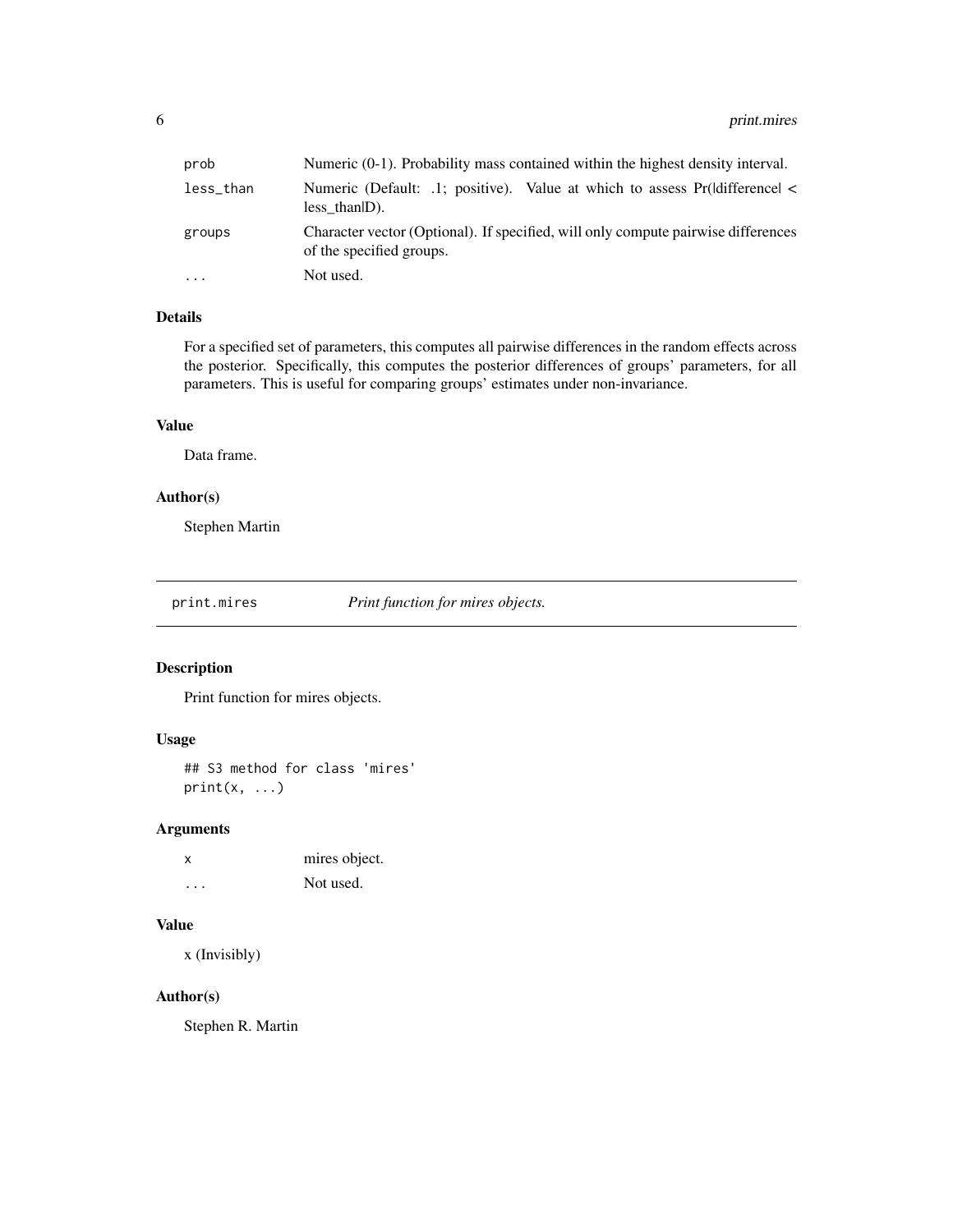| | |
|---|---|
| prob | Numeric (0-1). Probability mass contained within the highest density interval. |
| less_than | Numeric (Default: .1; positive). Value at which to assess Pr(\|difference\| < less_than\|D). |
| groups | Character vector (Optional). If specified, will only compute pairwise differences of the specified groups. |
| ... | Not used. |

### Details

For a specified set of parameters, this computes all pairwise differences in the random effects across the posterior. Specifically, this computes the posterior differences of groups' parameters, for all parameters. This is useful for comparing groups' estimates under non-invariance.

### Value

Data frame.

### Author(s)

Stephen Martin

---

## print.mires — *Print function for mires objects.*

### Description

Print function for mires objects.

### Usage

```
## S3 method for class 'mires'
print(x, ...)
```

### Arguments

| | |
|---|---|
| x | mires object. |
| ... | Not used. |

### Value

x (Invisibly)

### Author(s)

Stephen R. Martin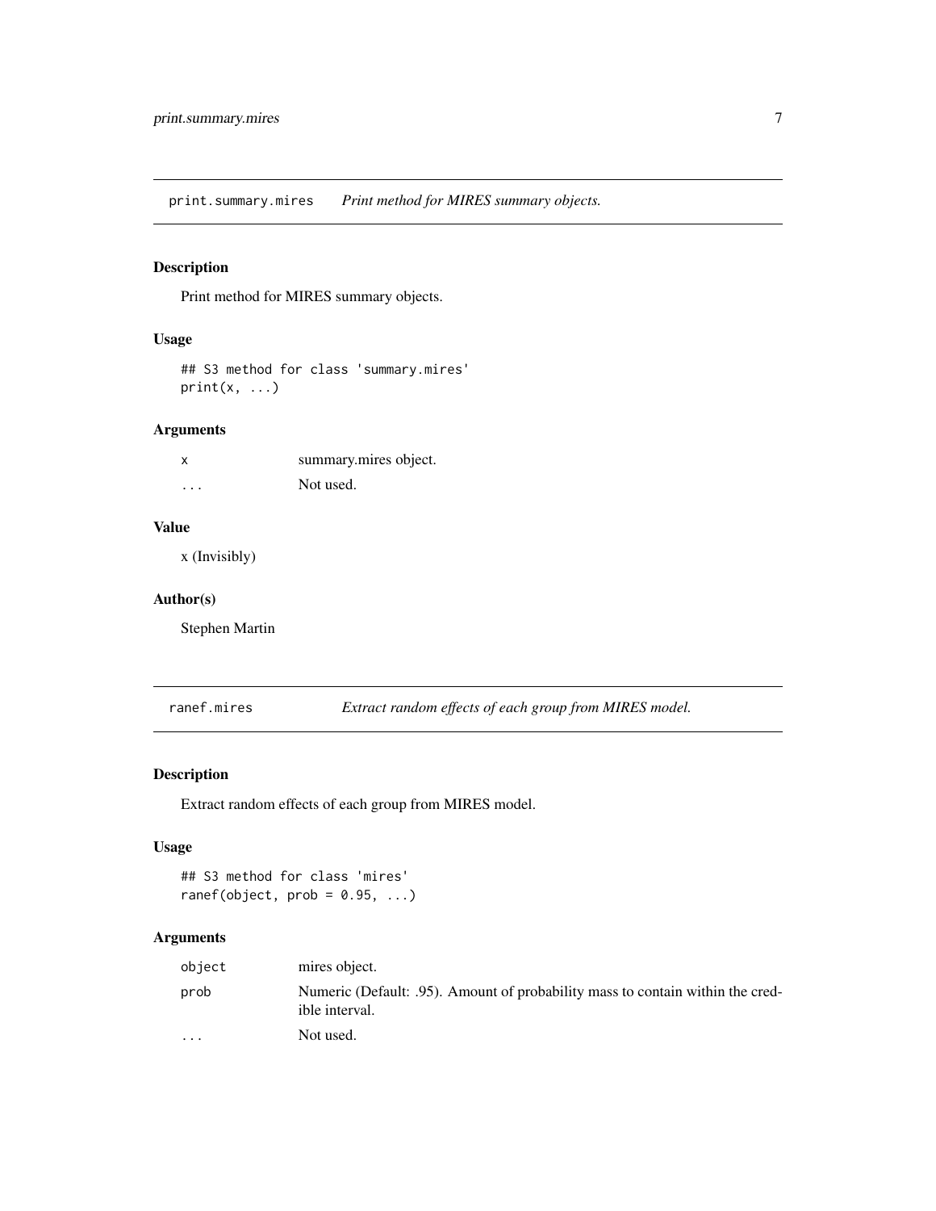## print.summary.mires — *Print method for MIRES summary objects.*

### Description

Print method for MIRES summary objects.

### Usage

```
## S3 method for class 'summary.mires'
print(x, ...)
```

### Arguments

| | |
|---|---|
| x | summary.mires object. |
| ... | Not used. |

### Value

x (Invisibly)

### Author(s)

Stephen Martin

## ranef.mires — *Extract random effects of each group from MIRES model.*

### Description

Extract random effects of each group from MIRES model.

### Usage

```
## S3 method for class 'mires'
ranef(object, prob = 0.95, ...)
```

### Arguments

| | |
|---|---|
| object | mires object. |
| prob | Numeric (Default: .95). Amount of probability mass to contain within the credible interval. |
| ... | Not used. |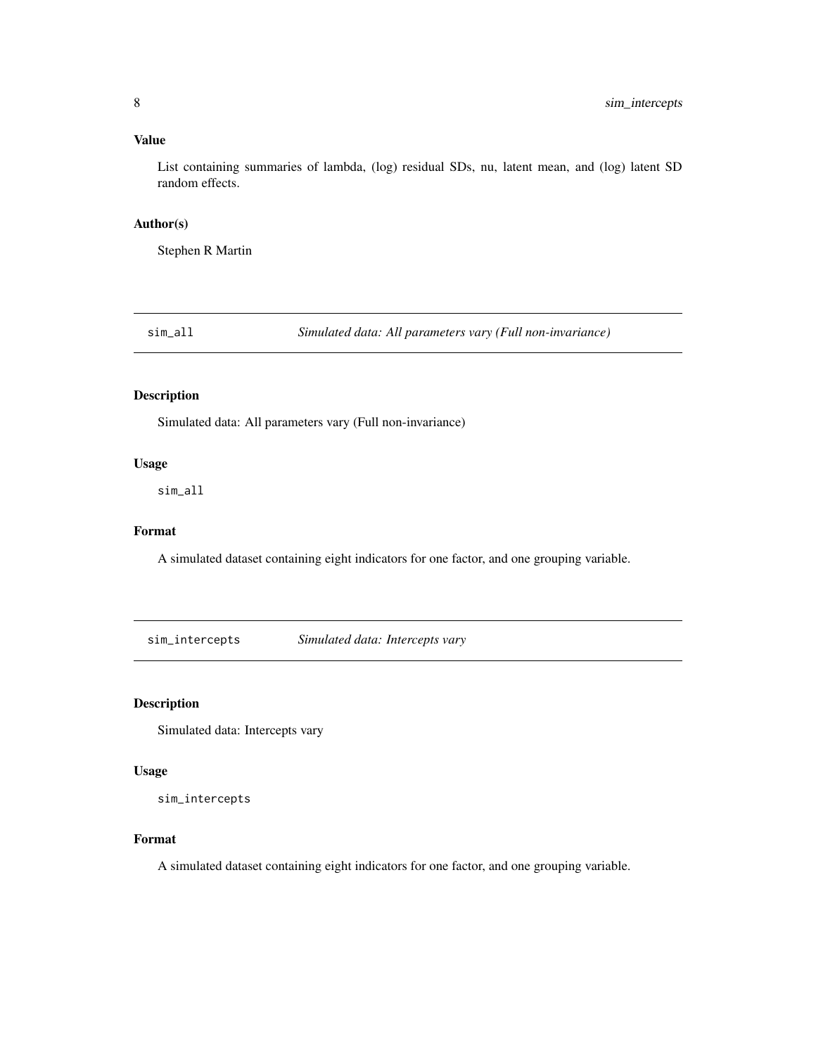### Value

List containing summaries of lambda, (log) residual SDs, nu, latent mean, and (log) latent SD random effects.

### Author(s)

Stephen R Martin

---

## sim_all — *Simulated data: All parameters vary (Full non-invariance)*

---

### Description

Simulated data: All parameters vary (Full non-invariance)

### Usage

```
sim_all
```

### Format

A simulated dataset containing eight indicators for one factor, and one grouping variable.

---

## sim_intercepts — *Simulated data: Intercepts vary*

---

### Description

Simulated data: Intercepts vary

### Usage

```
sim_intercepts
```

### Format

A simulated dataset containing eight indicators for one factor, and one grouping variable.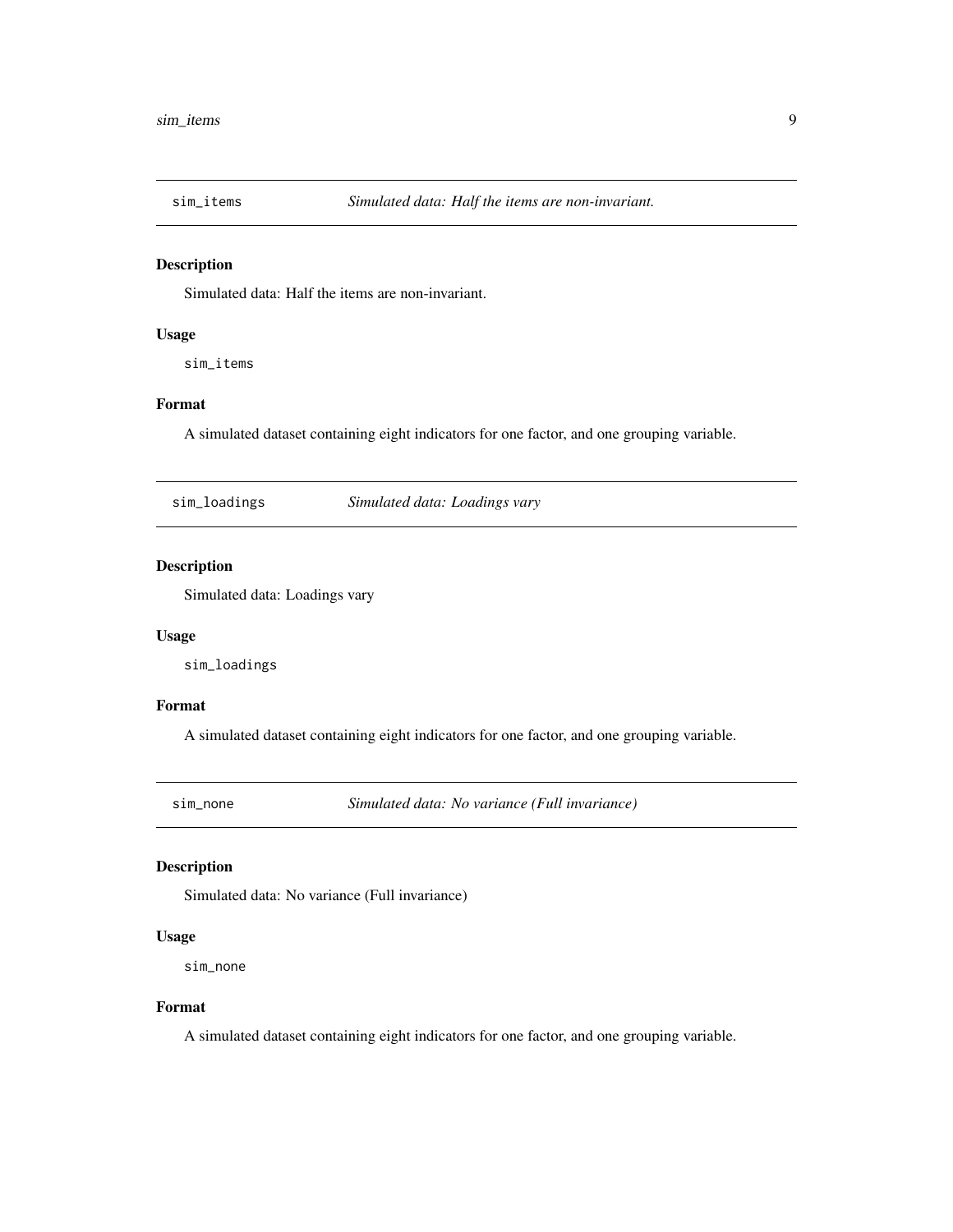## sim_items — *Simulated data: Half the items are non-invariant.*

### Description

Simulated data: Half the items are non-invariant.

### Usage

```
sim_items
```

### Format

A simulated dataset containing eight indicators for one factor, and one grouping variable.

## sim_loadings — *Simulated data: Loadings vary*

### Description

Simulated data: Loadings vary

### Usage

```
sim_loadings
```

### Format

A simulated dataset containing eight indicators for one factor, and one grouping variable.

## sim_none — *Simulated data: No variance (Full invariance)*

### Description

Simulated data: No variance (Full invariance)

### Usage

```
sim_none
```

### Format

A simulated dataset containing eight indicators for one factor, and one grouping variable.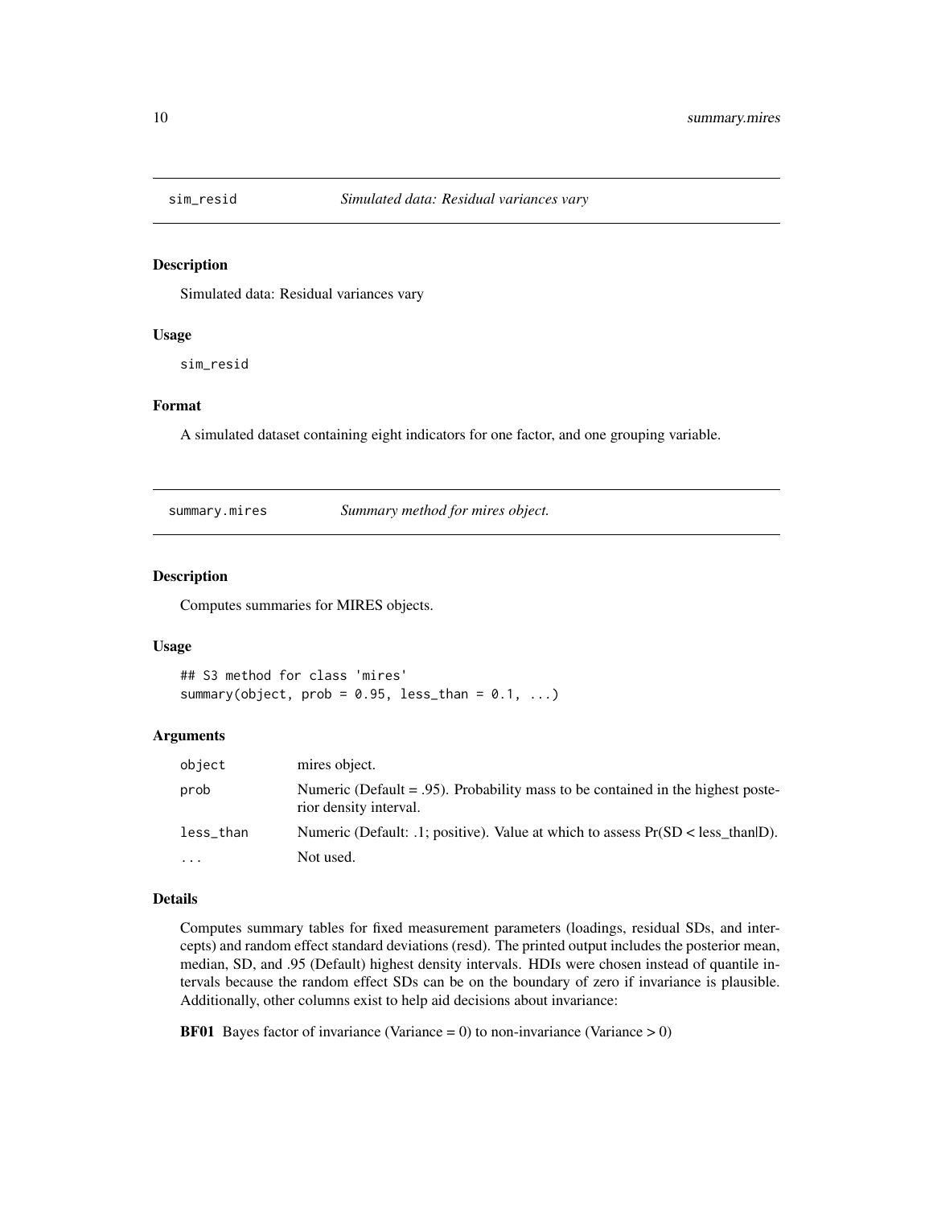## sim_resid *Simulated data: Residual variances vary*

### Description

Simulated data: Residual variances vary

### Usage

```
sim_resid
```

### Format

A simulated dataset containing eight indicators for one factor, and one grouping variable.

## summary.mires *Summary method for mires object.*

### Description

Computes summaries for MIRES objects.

### Usage

```
## S3 method for class 'mires'
summary(object, prob = 0.95, less_than = 0.1, ...)
```

### Arguments

| | |
|---|---|
| `object` | mires object. |
| `prob` | Numeric (Default = .95). Probability mass to be contained in the highest posterior density interval. |
| `less_than` | Numeric (Default: .1; positive). Value at which to assess Pr(SD < less_than\|D). |
| `...` | Not used. |

### Details

Computes summary tables for fixed measurement parameters (loadings, residual SDs, and intercepts) and random effect standard deviations (resd). The printed output includes the posterior mean, median, SD, and .95 (Default) highest density intervals. HDIs were chosen instead of quantile intervals because the random effect SDs can be on the boundary of zero if invariance is plausible. Additionally, other columns exist to help aid decisions about invariance:

**BF01** Bayes factor of invariance (Variance = 0) to non-invariance (Variance > 0)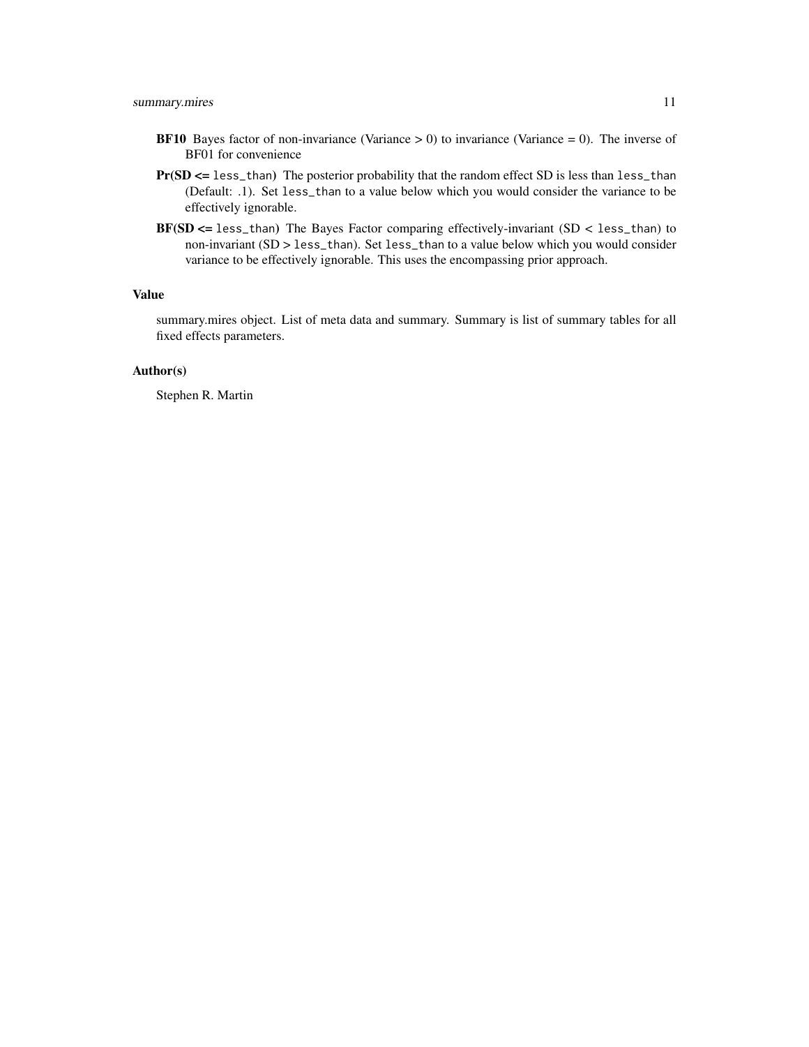**BF10** Bayes factor of non-invariance (Variance > 0) to invariance (Variance = 0). The inverse of BF01 for convenience

**Pr(SD <=** `less_than`**)** The posterior probability that the random effect SD is less than `less_than` (Default: .1). Set `less_than` to a value below which you would consider the variance to be effectively ignorable.

**BF(SD <=** `less_than`**)** The Bayes Factor comparing effectively-invariant (SD < `less_than`) to non-invariant (SD > `less_than`). Set `less_than` to a value below which you would consider variance to be effectively ignorable. This uses the encompassing prior approach.

### Value

summary.mires object. List of meta data and summary. Summary is list of summary tables for all fixed effects parameters.

### Author(s)

Stephen R. Martin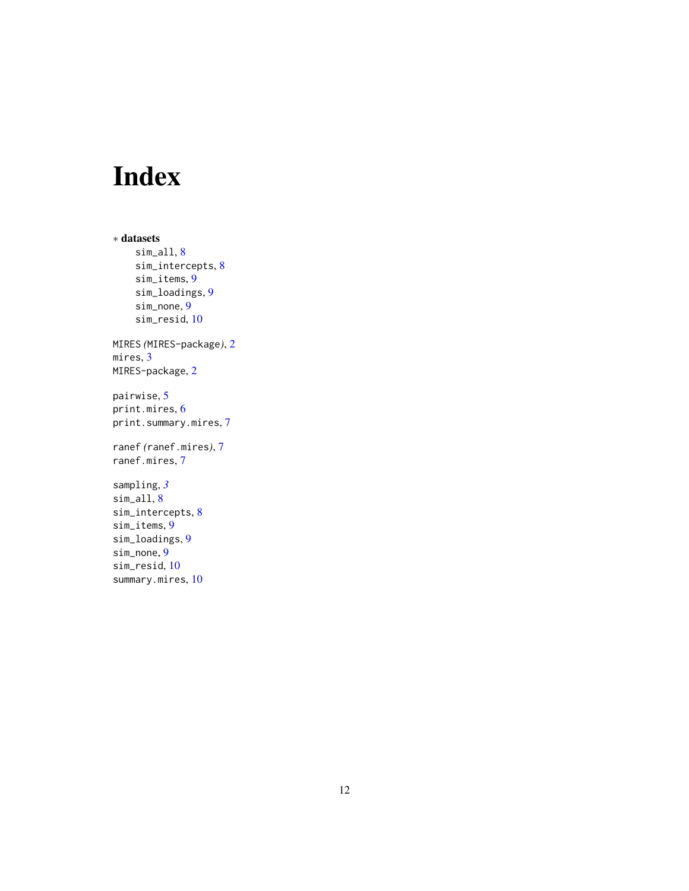# Index

∗ **datasets**
- sim_all, 8
- sim_intercepts, 8
- sim_items, 9
- sim_loadings, 9
- sim_none, 9
- sim_resid, 10

MIRES *(*MIRES-package*)*, 2
mires, 3
MIRES-package, 2

pairwise, 5
print.mires, 6
print.summary.mires, 7

ranef *(*ranef.mires*)*, 7
ranef.mires, 7

sampling, *3*
sim_all, 8
sim_intercepts, 8
sim_items, 9
sim_loadings, 9
sim_none, 9
sim_resid, 10
summary.mires, 10